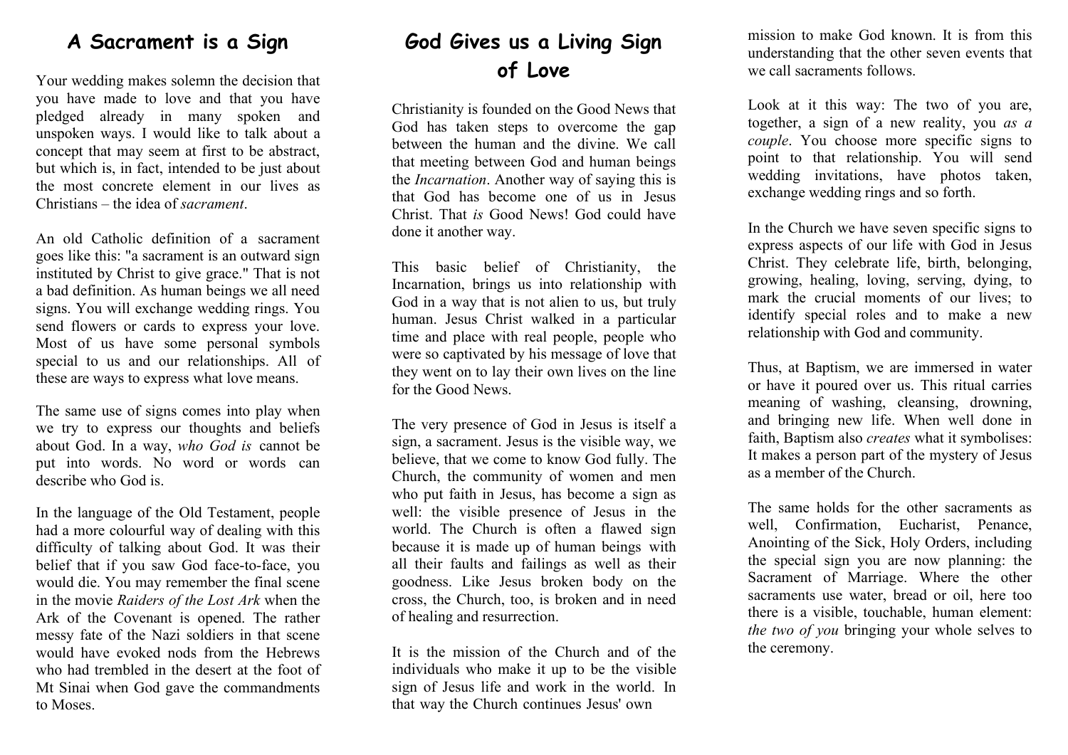## A Sacrament is a Sign

Your wedding makes solemn the decision that you have made to love and that you have pledged already in many spoken and unspoken ways. I would like to talk about a concept that may seem at first to be abstract, but which is, in fact, intended to be just about the most concrete element in our lives as Christians – the idea of *sacrament*.

An old Catholic definition of a sacrament goes like this: "a sacrament is an outward sign instituted by Christ to give grace." That is not a bad definition. As human beings we all need signs. You will exchange wedding rings. You send flowers or cards to express your love. Most of us have some personal symbols special to us and our relationships. All of these are ways to express what love means.

The same use of signs comes into play when we try to express our thoughts and beliefs about God. In a way, *who God is* cannot be put into words. No word or words can describe who God is.

In the language of the Old Testament, people had a more colourful way of dealing with this difficulty of talking about God. It was their belief that if you saw God face-to-face, you would die. You may remember the final scene in the movie *Raiders of the Lost Ark* when the Ark of the Covenant is opened. The rather messy fate of the Nazi soldiers in that scene would have evoked nods from the Hebrews who had trembled in the desert at the foot of Mt Sinai when God gave the commandments to Moses.

## God Gives us a Living Sign of Love

Christianity is founded on the Good News that God has taken steps to overcome the gap between the human and the divine. We call that meeting between God and human beings the *Incarnation*. Another way of saying this is that God has become one of us in Jesus Christ. That *is* Good News! God could have done it another way.

This basic belief of Christianity, the Incarnation, brings us into relationship with God in a way that is not alien to us, but truly human. Jesus Christ walked in a particular time and place with real people, people who were so captivated by his message of love that they went on to lay their own lives on the line for the Good News.

The very presence of God in Jesus is itself a sign, a sacrament. Jesus is the visible way, we believe, that we come to know God fully. The Church, the community of women and men who put faith in Jesus, has become a sign as well: the visible presence of Jesus in the world. The Church is often a flawed sign because it is made up of human beings with all their faults and failings as well as their goodness. Like Jesus broken body on the cross, the Church, too, is broken and in need of healing and resurrection.

It is the mission of the Church and of the individuals who make it up to be the visible sign of Jesus life and work in the world. In that way the Church continues Jesus' own mission to make God known. It is from this understanding that the other seven events that we call sacraments follows.

Look at it this way: The two of you are, together, a sign of a new reality, you *as a couple*. You choose more specific signs to point to that relationship. You will send wedding invitations, have photos taken, exchange wedding rings and so forth.

In the Church we have seven specific signs to express aspects of our life with God in Jesus Christ. They celebrate life, birth, belonging, growing, healing, loving, serving, dying, to mark the crucial moments of our lives; to identify special roles and to make a new relationship with God and community.

Thus, at Baptism, we are immersed in water or have it poured over us. This ritual carries meaning of washing, cleansing, drowning, and bringing new life. When well done in faith, Baptism also *creates* what it symbolises: It makes a person part of the mystery of Jesus as a member of the Church.

The same holds for the other sacraments as well, Confirmation, Eucharist, Penance, Anointing of the Sick, Holy Orders, including the special sign you are now planning: the Sacrament of Marriage. Where the other sacraments use water, bread or oil, here too there is a visible, touchable, human element: *the two of you* bringing your whole selves to the ceremony.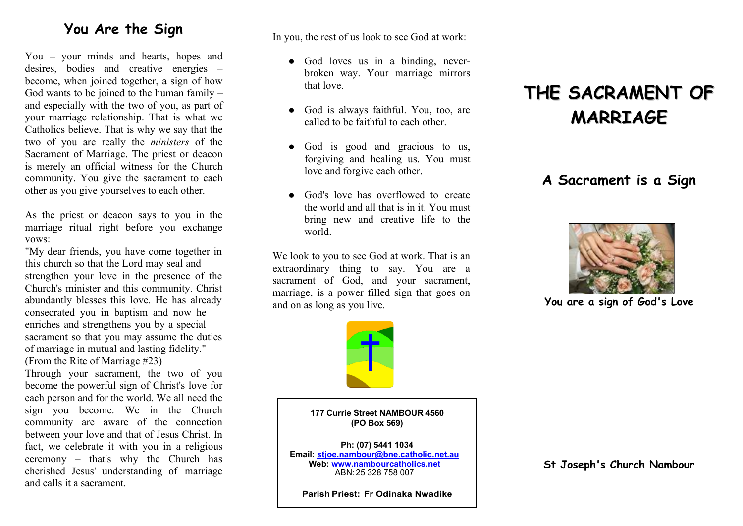## You Are the Sign

You – your minds and hearts, hopes and desires, bodies and creative energies – become, when joined together, a sign of how God wants to be joined to the human family – and especially with the two of you, as part of your marriage relationship. That is what we Catholics believe. That is why we say that the two of you are really the *ministers* of the Sacrament of Marriage. The priest or deacon is merely an official witness for the Church community. You give the sacrament to each other as you give yourselves to each other.

As the priest or deacon says to you in the marriage ritual right before you exchange vows:

"My dear friends, you have come together in this church so that the Lord may seal and strengthen your love in the presence of the Church's minister and this community. Christ abundantly blesses this love. He has already consecrated you in baptism and now he enriches and strengthens you by a special sacrament so that you may assume the duties of marriage in mutual and lasting fidelity." (From the Rite of Marriage #23)

Through your sacrament, the two of you become the powerful sign of Christ's love for each person and for the world. We all need the sign you become. We in the Church community are aware of the connection between your love and that of Jesus Christ. In fact, we celebrate it with you in a religious ceremony – that's why the Church has cherished Jesus' understanding of marriage and calls it a sacrament.

In you, the rest of us look to see God at work:

- God loves us in a binding, never-broken way. Your marriage mirrors that love.
- God is always faithful. You, too, are called to be faithful to each other.
- God is good and gracious to us, forgiving and healing us. You must love and forgive each other.
- God's love has overflowed to create the world and all that is in it. You must bring new and creative life to the world.

We look to you to see God at work. That is an extraordinary thing to say. You are a sacrament of God, and your sacrament, marriage, is a power filled sign that goes on and on as long as you live.

**177 Currie Street NAMBOUR 4560**
**(PO Box 569)**

**Ph: (07) 5441 1034**
**Email: stjoe.nambour@bne.catholic.net.au**
**Web: www.nambourcatholics.net**
ABN: 25 328 758 007

**Parish Priest: Fr Odinaka Nwadike**

# THE SACRAMENT OF MARRIAGE

## A Sacrament is a Sign

**You are a sign of God's Love**

**St Joseph's Church Nambour**